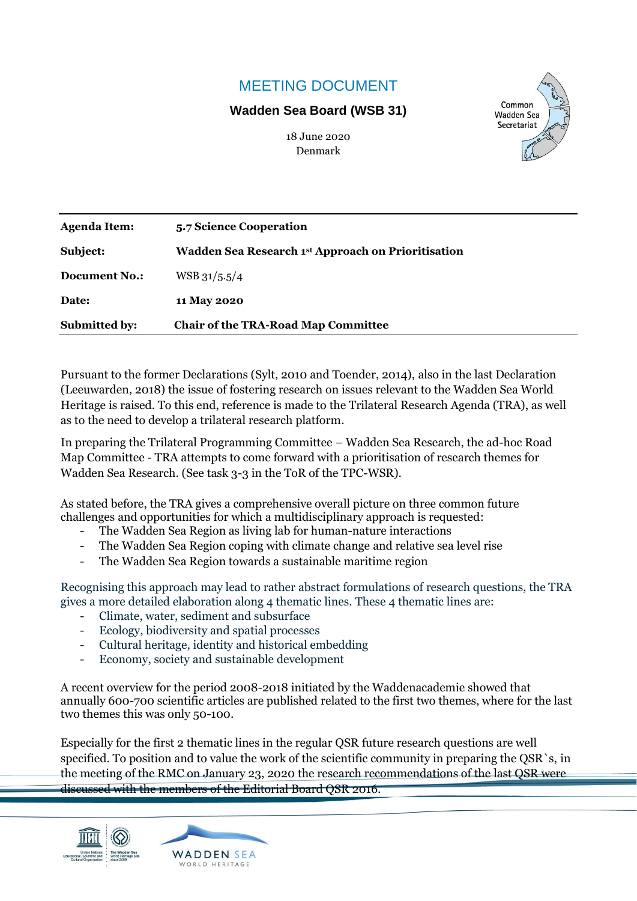# MEETING DOCUMENT

**Wadden Sea Board (WSB 31)**

18 June 2020
Denmark

| | |
|---|---|
| **Agenda Item:** | **5.7 Science Cooperation** |
| **Subject:** | **Wadden Sea Research 1st Approach on Prioritisation** |
| **Document No.:** | WSB 31/5.5/4 |
| **Date:** | **11 May 2020** |
| **Submitted by:** | **Chair of the TRA-Road Map Committee** |

Pursuant to the former Declarations (Sylt, 2010 and Toender, 2014), also in the last Declaration (Leeuwarden, 2018) the issue of fostering research on issues relevant to the Wadden Sea World Heritage is raised. To this end, reference is made to the Trilateral Research Agenda (TRA), as well as to the need to develop a trilateral research platform.

In preparing the Trilateral Programming Committee – Wadden Sea Research, the ad-hoc Road Map Committee - TRA attempts to come forward with a prioritisation of research themes for Wadden Sea Research. (See task 3-3 in the ToR of the TPC-WSR).

As stated before, the TRA gives a comprehensive overall picture on three common future challenges and opportunities for which a multidisciplinary approach is requested:

- The Wadden Sea Region as living lab for human-nature interactions
- The Wadden Sea Region coping with climate change and relative sea level rise
- The Wadden Sea Region towards a sustainable maritime region

Recognising this approach may lead to rather abstract formulations of research questions, the TRA gives a more detailed elaboration along 4 thematic lines. These 4 thematic lines are:

- Climate, water, sediment and subsurface
- Ecology, biodiversity and spatial processes
- Cultural heritage, identity and historical embedding
- Economy, society and sustainable development

A recent overview for the period 2008-2018 initiated by the Waddenacademie showed that annually 600-700 scientific articles are published related to the first two themes, where for the last two themes this was only 50-100.

Especially for the first 2 thematic lines in the regular QSR future research questions are well specified. To position and to value the work of the scientific community in preparing the QSR`s, in the meeting of the RMC on January 23, 2020 the research recommendations of the last QSR were discussed with the members of the Editorial Board QSR 2016.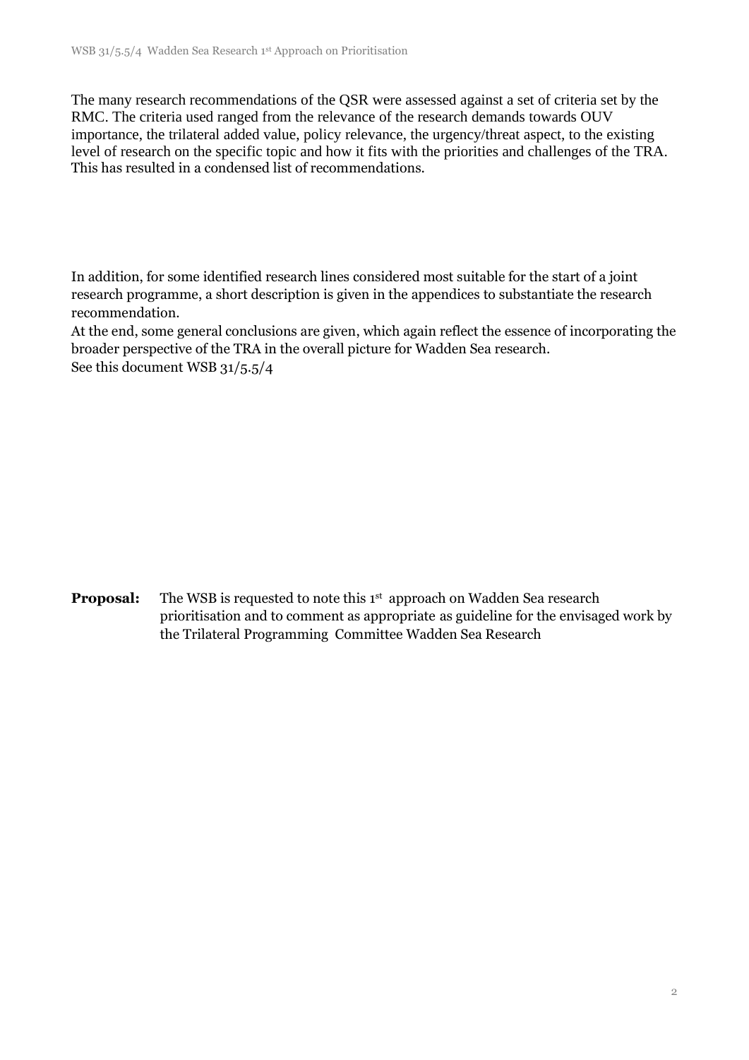The many research recommendations of the QSR were assessed against a set of criteria set by the RMC. The criteria used ranged from the relevance of the research demands towards OUV importance, the trilateral added value, policy relevance, the urgency/threat aspect, to the existing level of research on the specific topic and how it fits with the priorities and challenges of the TRA. This has resulted in a condensed list of recommendations.

In addition, for some identified research lines considered most suitable for the start of a joint research programme, a short description is given in the appendices to substantiate the research recommendation.
At the end, some general conclusions are given, which again reflect the essence of incorporating the broader perspective of the TRA in the overall picture for Wadden Sea research.
See this document WSB 31/5.5/4

**Proposal:** The WSB is requested to note this 1st approach on Wadden Sea research prioritisation and to comment as appropriate as guideline for the envisaged work by the Trilateral Programming Committee Wadden Sea Research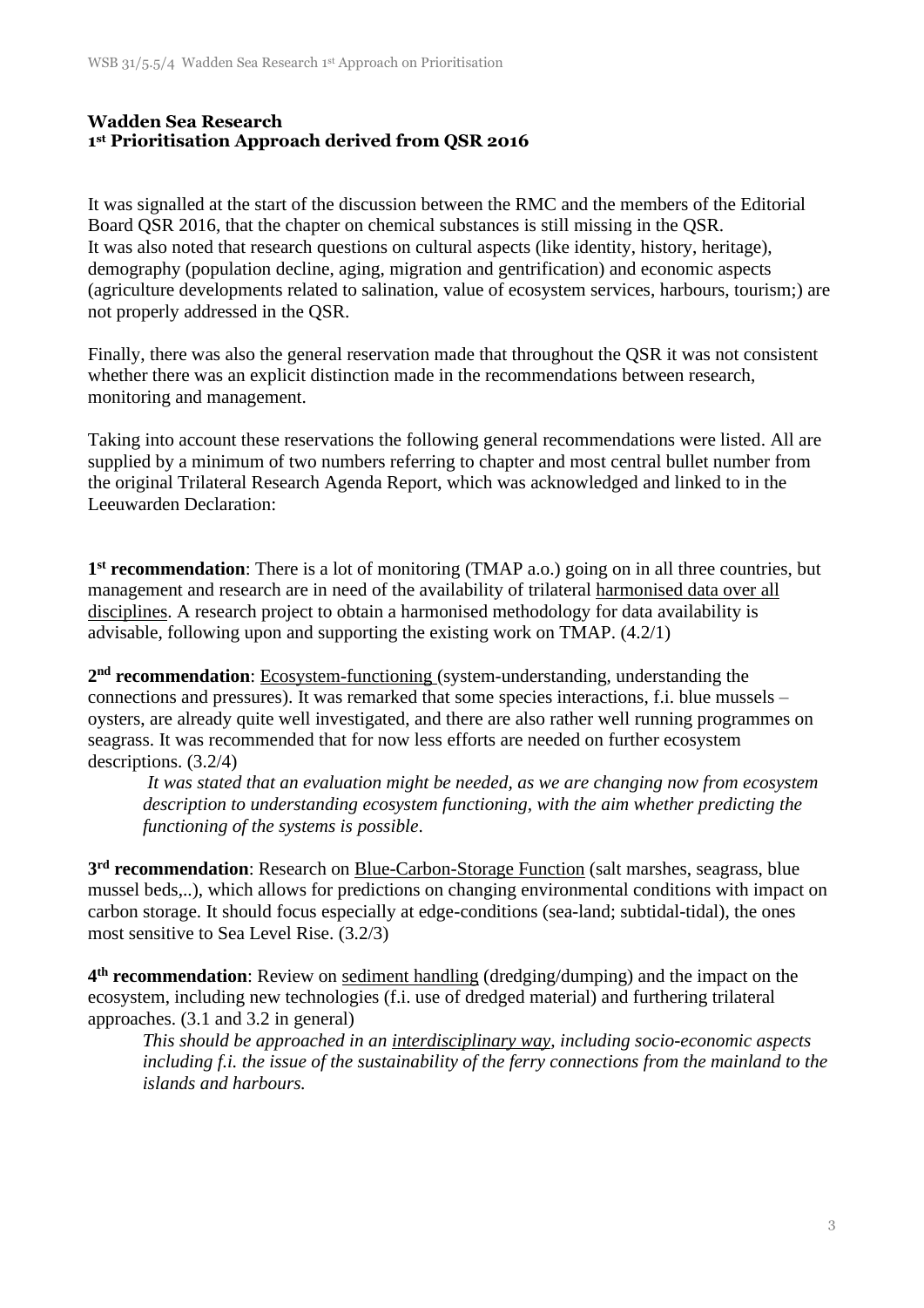**Wadden Sea Research**
**1st Prioritisation Approach derived from QSR 2016**

It was signalled at the start of the discussion between the RMC and the members of the Editorial Board QSR 2016, that the chapter on chemical substances is still missing in the QSR.
It was also noted that research questions on cultural aspects (like identity, history, heritage), demography (population decline, aging, migration and gentrification) and economic aspects (agriculture developments related to salination, value of ecosystem services, harbours, tourism;) are not properly addressed in the QSR.

Finally, there was also the general reservation made that throughout the QSR it was not consistent whether there was an explicit distinction made in the recommendations between research, monitoring and management.

Taking into account these reservations the following general recommendations were listed. All are supplied by a minimum of two numbers referring to chapter and most central bullet number from the original Trilateral Research Agenda Report, which was acknowledged and linked to in the Leeuwarden Declaration:

**1st recommendation**: There is a lot of monitoring (TMAP a.o.) going on in all three countries, but management and research are in need of the availability of trilateral <u>harmonised data over all disciplines</u>. A research project to obtain a harmonised methodology for data availability is advisable, following upon and supporting the existing work on TMAP. (4.2/1)

**2nd recommendation**: <u>Ecosystem-functioning</u> (system-understanding, understanding the connections and pressures). It was remarked that some species interactions, f.i. blue mussels – oysters, are already quite well investigated, and there are also rather well running programmes on seagrass. It was recommended that for now less efforts are needed on further ecosystem descriptions. (3.2/4)

> *It was stated that an evaluation might be needed, as we are changing now from ecosystem description to understanding ecosystem functioning, with the aim whether predicting the functioning of the systems is possible.*

**3rd recommendation**: Research on <u>Blue-Carbon-Storage Function</u> (salt marshes, seagrass, blue mussel beds,..), which allows for predictions on changing environmental conditions with impact on carbon storage. It should focus especially at edge-conditions (sea-land; subtidal-tidal), the ones most sensitive to Sea Level Rise. (3.2/3)

**4th recommendation**: Review on <u>sediment handling</u> (dredging/dumping) and the impact on the ecosystem, including new technologies (f.i. use of dredged material) and furthering trilateral approaches. (3.1 and 3.2 in general)

> *This should be approached in an <u>interdisciplinary way</u>, including socio-economic aspects including f.i. the issue of the sustainability of the ferry connections from the mainland to the islands and harbours.*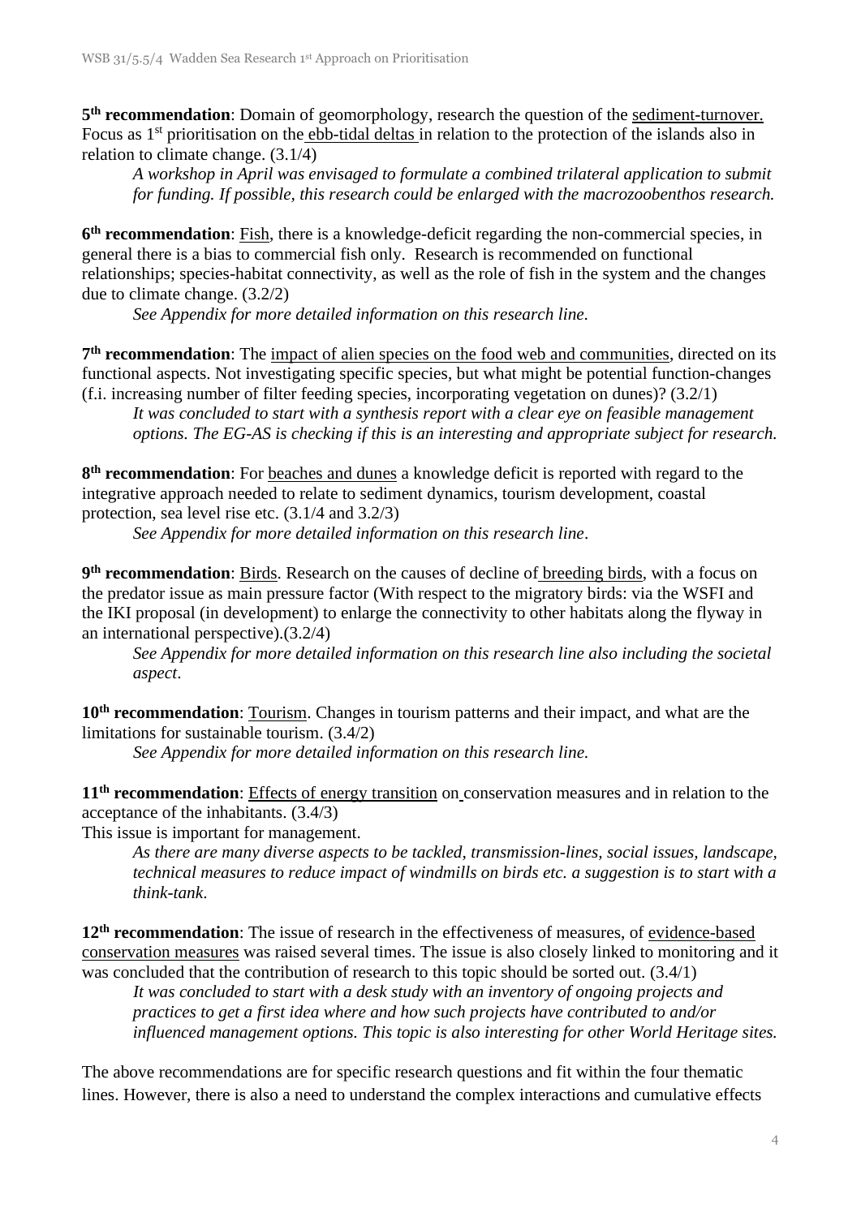**5th recommendation**: Domain of geomorphology, research the question of the sediment-turnover. Focus as 1st prioritisation on the ebb-tidal deltas in relation to the protection of the islands also in relation to climate change. (3.1/4)

*A workshop in April was envisaged to formulate a combined trilateral application to submit for funding. If possible, this research could be enlarged with the macrozoobenthos research.*

**6th recommendation**: Fish, there is a knowledge-deficit regarding the non-commercial species, in general there is a bias to commercial fish only. Research is recommended on functional relationships; species-habitat connectivity, as well as the role of fish in the system and the changes due to climate change. (3.2/2)

*See Appendix for more detailed information on this research line.*

**7th recommendation**: The impact of alien species on the food web and communities, directed on its functional aspects. Not investigating specific species, but what might be potential function-changes (f.i. increasing number of filter feeding species, incorporating vegetation on dunes)? (3.2/1)

*It was concluded to start with a synthesis report with a clear eye on feasible management options. The EG-AS is checking if this is an interesting and appropriate subject for research.*

**8th recommendation**: For beaches and dunes a knowledge deficit is reported with regard to the integrative approach needed to relate to sediment dynamics, tourism development, coastal protection, sea level rise etc. (3.1/4 and 3.2/3)

*See Appendix for more detailed information on this research line*.

**9th recommendation**: Birds. Research on the causes of decline of breeding birds, with a focus on the predator issue as main pressure factor (With respect to the migratory birds: via the WSFI and the IKI proposal (in development) to enlarge the connectivity to other habitats along the flyway in an international perspective).(3.2/4)

*See Appendix for more detailed information on this research line also including the societal aspect*.

**10th recommendation**: Tourism. Changes in tourism patterns and their impact, and what are the limitations for sustainable tourism. (3.4/2)

*See Appendix for more detailed information on this research line.*

**11th recommendation**: Effects of energy transition on conservation measures and in relation to the acceptance of the inhabitants. (3.4/3)

This issue is important for management.

*As there are many diverse aspects to be tackled, transmission-lines, social issues, landscape, technical measures to reduce impact of windmills on birds etc. a suggestion is to start with a think-tank*.

**12th recommendation**: The issue of research in the effectiveness of measures, of evidence-based conservation measures was raised several times. The issue is also closely linked to monitoring and it was concluded that the contribution of research to this topic should be sorted out. (3.4/1)

*It was concluded to start with a desk study with an inventory of ongoing projects and practices to get a first idea where and how such projects have contributed to and/or influenced management options. This topic is also interesting for other World Heritage sites.*

The above recommendations are for specific research questions and fit within the four thematic lines. However, there is also a need to understand the complex interactions and cumulative effects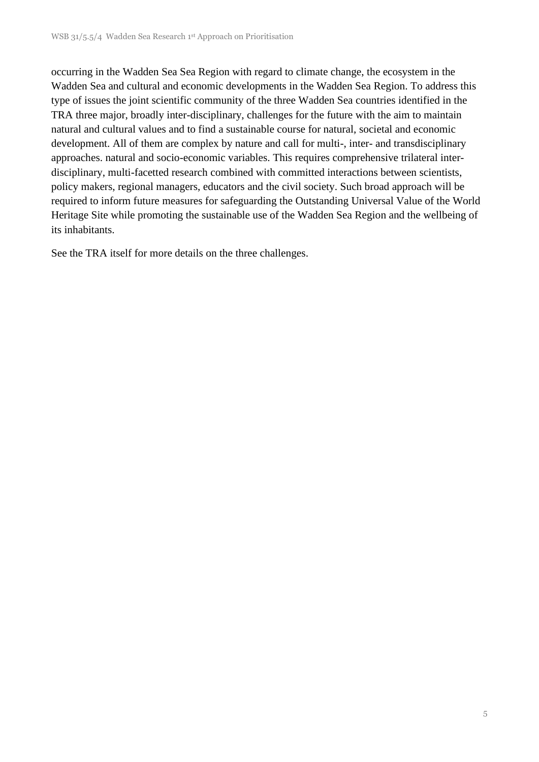occurring in the Wadden Sea Sea Region with regard to climate change, the ecosystem in the Wadden Sea and cultural and economic developments in the Wadden Sea Region. To address this type of issues the joint scientific community of the three Wadden Sea countries identified in the TRA three major, broadly inter-disciplinary, challenges for the future with the aim to maintain natural and cultural values and to find a sustainable course for natural, societal and economic development. All of them are complex by nature and call for multi-, inter- and transdisciplinary approaches. natural and socio-economic variables. This requires comprehensive trilateral inter-disciplinary, multi-facetted research combined with committed interactions between scientists, policy makers, regional managers, educators and the civil society. Such broad approach will be required to inform future measures for safeguarding the Outstanding Universal Value of the World Heritage Site while promoting the sustainable use of the Wadden Sea Region and the wellbeing of its inhabitants.

See the TRA itself for more details on the three challenges.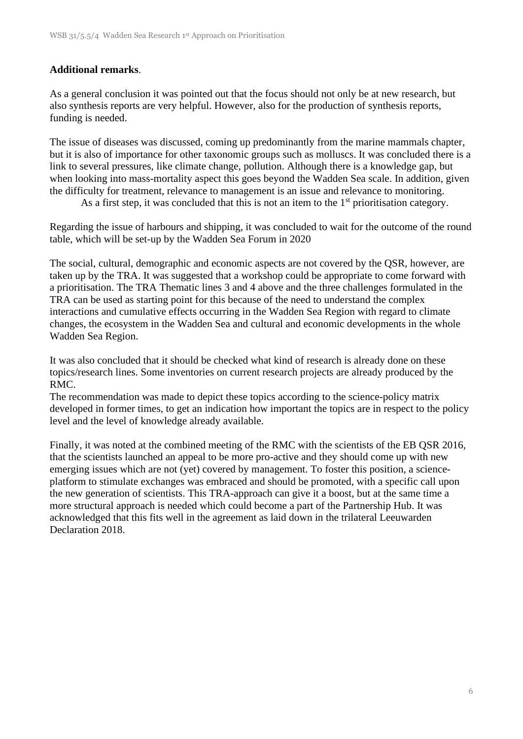**Additional remarks**.

As a general conclusion it was pointed out that the focus should not only be at new research, but also synthesis reports are very helpful. However, also for the production of synthesis reports, funding is needed.

The issue of diseases was discussed, coming up predominantly from the marine mammals chapter, but it is also of importance for other taxonomic groups such as molluscs. It was concluded there is a link to several pressures, like climate change, pollution. Although there is a knowledge gap, but when looking into mass-mortality aspect this goes beyond the Wadden Sea scale. In addition, given the difficulty for treatment, relevance to management is an issue and relevance to monitoring.
As a first step, it was concluded that this is not an item to the 1st prioritisation category.

Regarding the issue of harbours and shipping, it was concluded to wait for the outcome of the round table, which will be set-up by the Wadden Sea Forum in 2020

The social, cultural, demographic and economic aspects are not covered by the QSR, however, are taken up by the TRA. It was suggested that a workshop could be appropriate to come forward with a prioritisation. The TRA Thematic lines 3 and 4 above and the three challenges formulated in the TRA can be used as starting point for this because of the need to understand the complex interactions and cumulative effects occurring in the Wadden Sea Region with regard to climate changes, the ecosystem in the Wadden Sea and cultural and economic developments in the whole Wadden Sea Region.

It was also concluded that it should be checked what kind of research is already done on these topics/research lines. Some inventories on current research projects are already produced by the RMC.
The recommendation was made to depict these topics according to the science-policy matrix developed in former times, to get an indication how important the topics are in respect to the policy level and the level of knowledge already available.

Finally, it was noted at the combined meeting of the RMC with the scientists of the EB QSR 2016, that the scientists launched an appeal to be more pro-active and they should come up with new emerging issues which are not (yet) covered by management. To foster this position, a science-platform to stimulate exchanges was embraced and should be promoted, with a specific call upon the new generation of scientists. This TRA-approach can give it a boost, but at the same time a more structural approach is needed which could become a part of the Partnership Hub. It was acknowledged that this fits well in the agreement as laid down in the trilateral Leeuwarden Declaration 2018.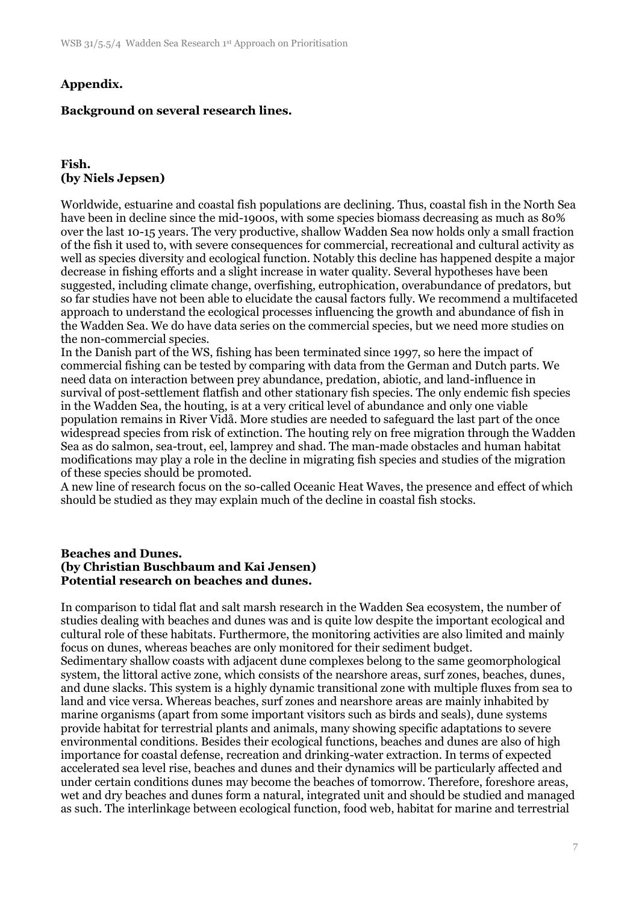## Appendix.

## Background on several research lines.

### Fish.
### (by Niels Jepsen)

Worldwide, estuarine and coastal fish populations are declining. Thus, coastal fish in the North Sea have been in decline since the mid-1900s, with some species biomass decreasing as much as 80% over the last 10-15 years. The very productive, shallow Wadden Sea now holds only a small fraction of the fish it used to, with severe consequences for commercial, recreational and cultural activity as well as species diversity and ecological function. Notably this decline has happened despite a major decrease in fishing efforts and a slight increase in water quality. Several hypotheses have been suggested, including climate change, overfishing, eutrophication, overabundance of predators, but so far studies have not been able to elucidate the causal factors fully. We recommend a multifaceted approach to understand the ecological processes influencing the growth and abundance of fish in the Wadden Sea. We do have data series on the commercial species, but we need more studies on the non-commercial species.
In the Danish part of the WS, fishing has been terminated since 1997, so here the impact of commercial fishing can be tested by comparing with data from the German and Dutch parts. We need data on interaction between prey abundance, predation, abiotic, and land-influence in survival of post-settlement flatfish and other stationary fish species. The only endemic fish species in the Wadden Sea, the houting, is at a very critical level of abundance and only one viable population remains in River Vidå. More studies are needed to safeguard the last part of the once widespread species from risk of extinction. The houting rely on free migration through the Wadden Sea as do salmon, sea-trout, eel, lamprey and shad. The man-made obstacles and human habitat modifications may play a role in the decline in migrating fish species and studies of the migration of these species should be promoted.
A new line of research focus on the so-called Oceanic Heat Waves, the presence and effect of which should be studied as they may explain much of the decline in coastal fish stocks.

### Beaches and Dunes.
### (by Christian Buschbaum and Kai Jensen)
### Potential research on beaches and dunes.

In comparison to tidal flat and salt marsh research in the Wadden Sea ecosystem, the number of studies dealing with beaches and dunes was and is quite low despite the important ecological and cultural role of these habitats. Furthermore, the monitoring activities are also limited and mainly focus on dunes, whereas beaches are only monitored for their sediment budget.
Sedimentary shallow coasts with adjacent dune complexes belong to the same geomorphological system, the littoral active zone, which consists of the nearshore areas, surf zones, beaches, dunes, and dune slacks. This system is a highly dynamic transitional zone with multiple fluxes from sea to land and vice versa. Whereas beaches, surf zones and nearshore areas are mainly inhabited by marine organisms (apart from some important visitors such as birds and seals), dune systems provide habitat for terrestrial plants and animals, many showing specific adaptations to severe environmental conditions. Besides their ecological functions, beaches and dunes are also of high importance for coastal defense, recreation and drinking-water extraction. In terms of expected accelerated sea level rise, beaches and dunes and their dynamics will be particularly affected and under certain conditions dunes may become the beaches of tomorrow. Therefore, foreshore areas, wet and dry beaches and dunes form a natural, integrated unit and should be studied and managed as such. The interlinkage between ecological function, food web, habitat for marine and terrestrial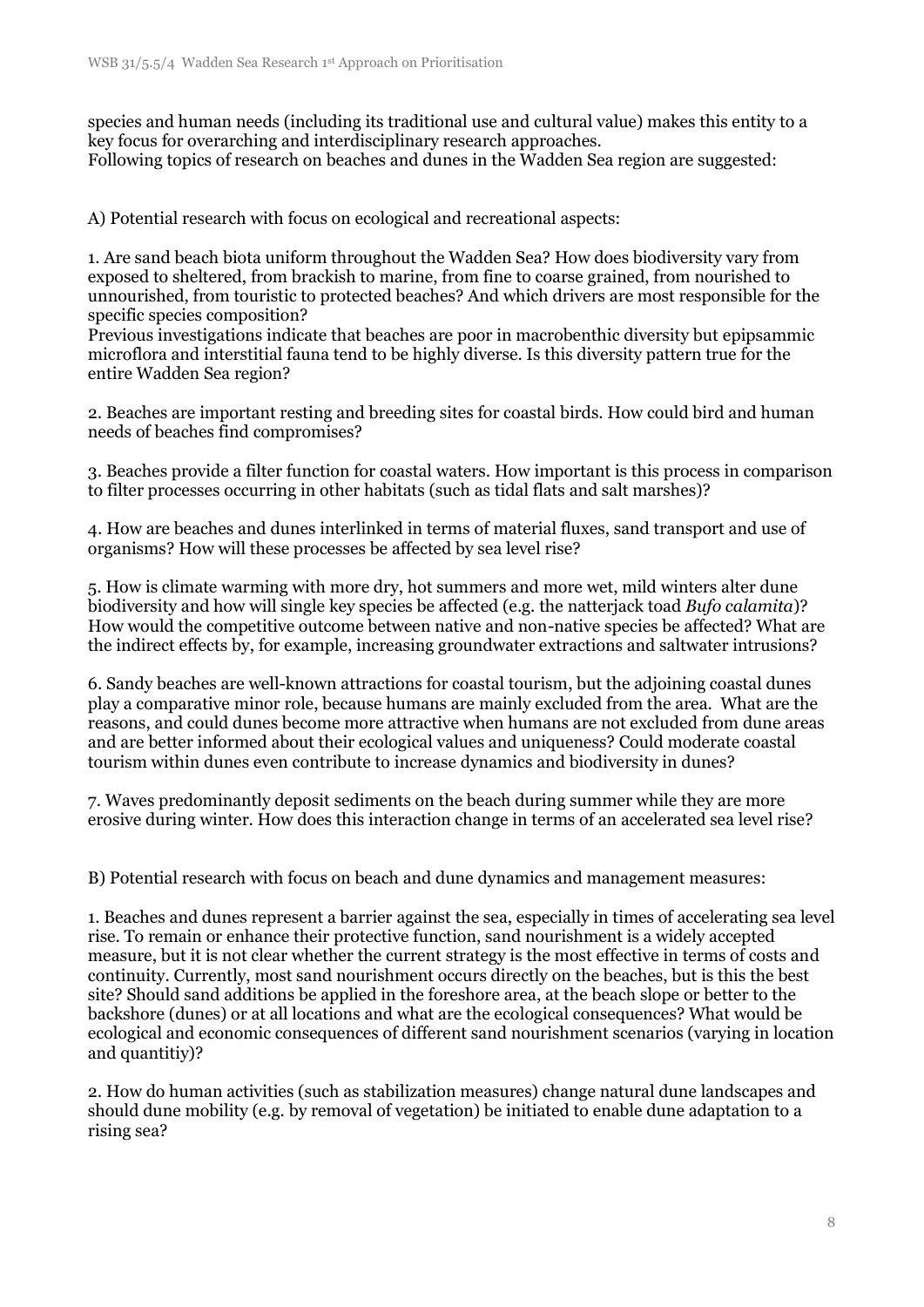species and human needs (including its traditional use and cultural value) makes this entity to a key focus for overarching and interdisciplinary research approaches.
Following topics of research on beaches and dunes in the Wadden Sea region are suggested:

A) Potential research with focus on ecological and recreational aspects:

1. Are sand beach biota uniform throughout the Wadden Sea? How does biodiversity vary from exposed to sheltered, from brackish to marine, from fine to coarse grained, from nourished to unnourished, from touristic to protected beaches? And which drivers are most responsible for the specific species composition?
Previous investigations indicate that beaches are poor in macrobenthic diversity but epipsammic microflora and interstitial fauna tend to be highly diverse. Is this diversity pattern true for the entire Wadden Sea region?

2. Beaches are important resting and breeding sites for coastal birds. How could bird and human needs of beaches find compromises?

3. Beaches provide a filter function for coastal waters. How important is this process in comparison to filter processes occurring in other habitats (such as tidal flats and salt marshes)?

4. How are beaches and dunes interlinked in terms of material fluxes, sand transport and use of organisms? How will these processes be affected by sea level rise?

5. How is climate warming with more dry, hot summers and more wet, mild winters alter dune biodiversity and how will single key species be affected (e.g. the natterjack toad *Bufo calamita*)? How would the competitive outcome between native and non-native species be affected? What are the indirect effects by, for example, increasing groundwater extractions and saltwater intrusions?

6. Sandy beaches are well-known attractions for coastal tourism, but the adjoining coastal dunes play a comparative minor role, because humans are mainly excluded from the area. What are the reasons, and could dunes become more attractive when humans are not excluded from dune areas and are better informed about their ecological values and uniqueness? Could moderate coastal tourism within dunes even contribute to increase dynamics and biodiversity in dunes?

7. Waves predominantly deposit sediments on the beach during summer while they are more erosive during winter. How does this interaction change in terms of an accelerated sea level rise?

B) Potential research with focus on beach and dune dynamics and management measures:

1. Beaches and dunes represent a barrier against the sea, especially in times of accelerating sea level rise. To remain or enhance their protective function, sand nourishment is a widely accepted measure, but it is not clear whether the current strategy is the most effective in terms of costs and continuity. Currently, most sand nourishment occurs directly on the beaches, but is this the best site? Should sand additions be applied in the foreshore area, at the beach slope or better to the backshore (dunes) or at all locations and what are the ecological consequences? What would be ecological and economic consequences of different sand nourishment scenarios (varying in location and quantitiy)?

2. How do human activities (such as stabilization measures) change natural dune landscapes and should dune mobility (e.g. by removal of vegetation) be initiated to enable dune adaptation to a rising sea?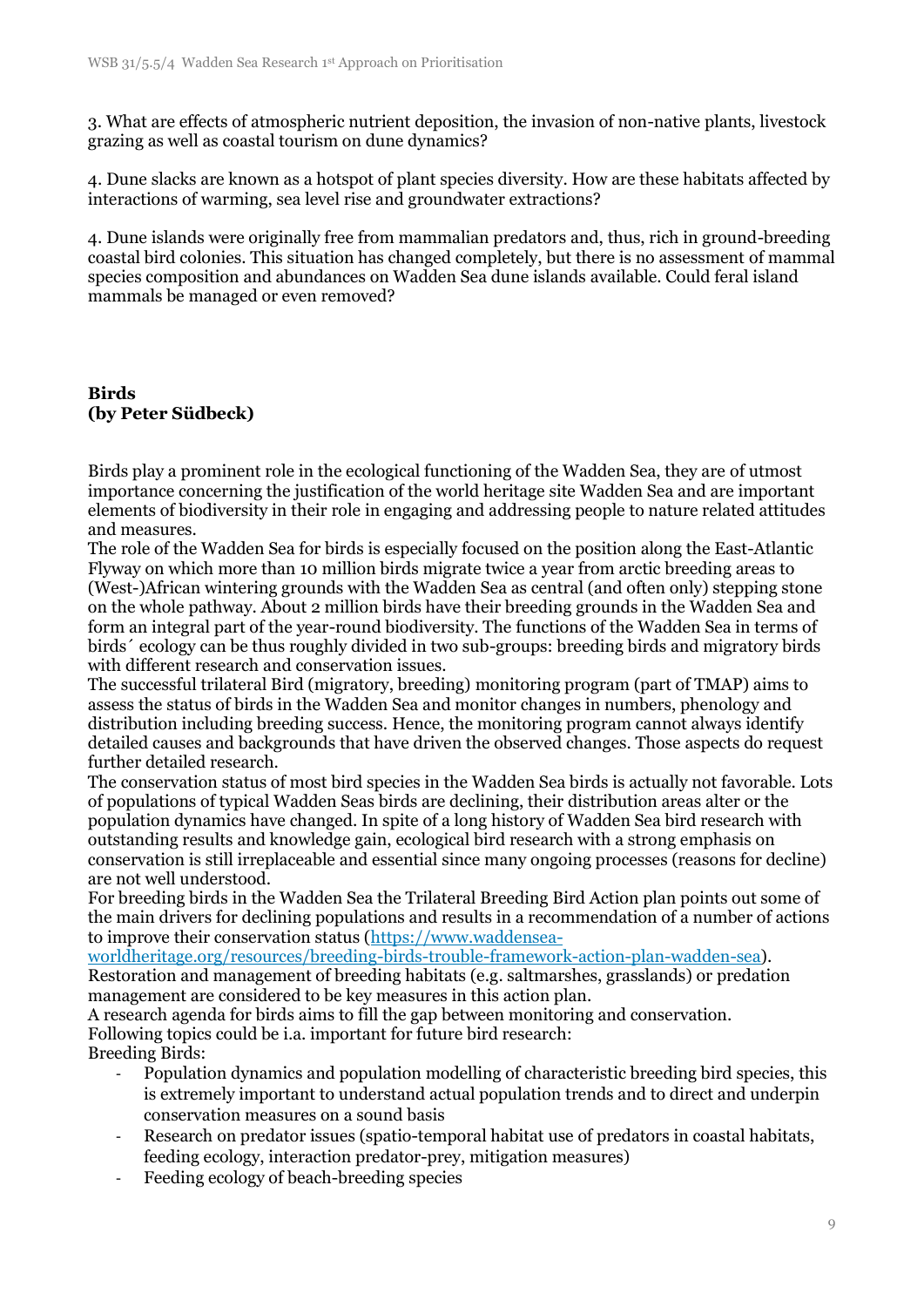3. What are effects of atmospheric nutrient deposition, the invasion of non-native plants, livestock grazing as well as coastal tourism on dune dynamics?

4. Dune slacks are known as a hotspot of plant species diversity. How are these habitats affected by interactions of warming, sea level rise and groundwater extractions?

4. Dune islands were originally free from mammalian predators and, thus, rich in ground-breeding coastal bird colonies. This situation has changed completely, but there is no assessment of mammal species composition and abundances on Wadden Sea dune islands available. Could feral island mammals be managed or even removed?

**Birds**
**(by Peter Südbeck)**

Birds play a prominent role in the ecological functioning of the Wadden Sea, they are of utmost importance concerning the justification of the world heritage site Wadden Sea and are important elements of biodiversity in their role in engaging and addressing people to nature related attitudes and measures.
The role of the Wadden Sea for birds is especially focused on the position along the East-Atlantic Flyway on which more than 10 million birds migrate twice a year from arctic breeding areas to (West-)African wintering grounds with the Wadden Sea as central (and often only) stepping stone on the whole pathway. About 2 million birds have their breeding grounds in the Wadden Sea and form an integral part of the year-round biodiversity. The functions of the Wadden Sea in terms of birds´ ecology can be thus roughly divided in two sub-groups: breeding birds and migratory birds with different research and conservation issues.
The successful trilateral Bird (migratory, breeding) monitoring program (part of TMAP) aims to assess the status of birds in the Wadden Sea and monitor changes in numbers, phenology and distribution including breeding success. Hence, the monitoring program cannot always identify detailed causes and backgrounds that have driven the observed changes. Those aspects do request further detailed research.
The conservation status of most bird species in the Wadden Sea birds is actually not favorable. Lots of populations of typical Wadden Seas birds are declining, their distribution areas alter or the population dynamics have changed. In spite of a long history of Wadden Sea bird research with outstanding results and knowledge gain, ecological bird research with a strong emphasis on conservation is still irreplaceable and essential since many ongoing processes (reasons for decline) are not well understood.
For breeding birds in the Wadden Sea the Trilateral Breeding Bird Action plan points out some of the main drivers for declining populations and results in a recommendation of a number of actions to improve their conservation status ([https://www.waddensea-worldheritage.org/resources/breeding-birds-trouble-framework-action-plan-wadden-sea](https://www.waddensea-worldheritage.org/resources/breeding-birds-trouble-framework-action-plan-wadden-sea)).
Restoration and management of breeding habitats (e.g. saltmarshes, grasslands) or predation management are considered to be key measures in this action plan.
A research agenda for birds aims to fill the gap between monitoring and conservation.
Following topics could be i.a. important for future bird research:
Breeding Birds:

- Population dynamics and population modelling of characteristic breeding bird species, this is extremely important to understand actual population trends and to direct and underpin conservation measures on a sound basis
- Research on predator issues (spatio-temporal habitat use of predators in coastal habitats, feeding ecology, interaction predator-prey, mitigation measures)
- Feeding ecology of beach-breeding species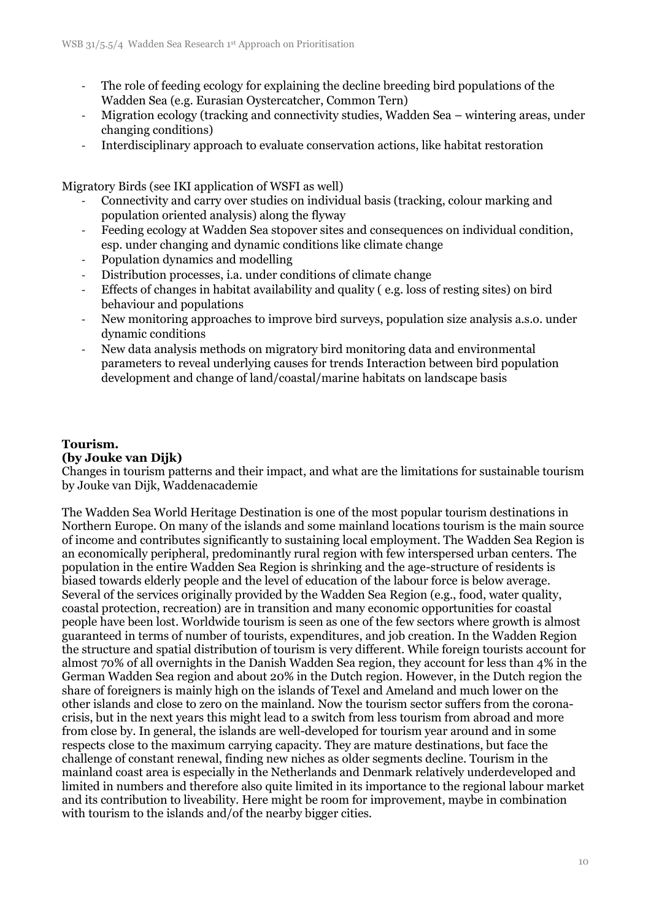- The role of feeding ecology for explaining the decline breeding bird populations of the Wadden Sea (e.g. Eurasian Oystercatcher, Common Tern)
- Migration ecology (tracking and connectivity studies, Wadden Sea – wintering areas, under changing conditions)
- Interdisciplinary approach to evaluate conservation actions, like habitat restoration

Migratory Birds (see IKI application of WSFI as well)

- Connectivity and carry over studies on individual basis (tracking, colour marking and population oriented analysis) along the flyway
- Feeding ecology at Wadden Sea stopover sites and consequences on individual condition, esp. under changing and dynamic conditions like climate change
- Population dynamics and modelling
- Distribution processes, i.a. under conditions of climate change
- Effects of changes in habitat availability and quality ( e.g. loss of resting sites) on bird behaviour and populations
- New monitoring approaches to improve bird surveys, population size analysis a.s.o. under dynamic conditions
- New data analysis methods on migratory bird monitoring data and environmental parameters to reveal underlying causes for trends Interaction between bird population development and change of land/coastal/marine habitats on landscape basis

**Tourism.**
**(by Jouke van Dijk)**

Changes in tourism patterns and their impact, and what are the limitations for sustainable tourism by Jouke van Dijk, Waddenacademie

The Wadden Sea World Heritage Destination is one of the most popular tourism destinations in Northern Europe. On many of the islands and some mainland locations tourism is the main source of income and contributes significantly to sustaining local employment. The Wadden Sea Region is an economically peripheral, predominantly rural region with few interspersed urban centers. The population in the entire Wadden Sea Region is shrinking and the age-structure of residents is biased towards elderly people and the level of education of the labour force is below average. Several of the services originally provided by the Wadden Sea Region (e.g., food, water quality, coastal protection, recreation) are in transition and many economic opportunities for coastal people have been lost. Worldwide tourism is seen as one of the few sectors where growth is almost guaranteed in terms of number of tourists, expenditures, and job creation. In the Wadden Region the structure and spatial distribution of tourism is very different. While foreign tourists account for almost 70% of all overnights in the Danish Wadden Sea region, they account for less than 4% in the German Wadden Sea region and about 20% in the Dutch region. However, in the Dutch region the share of foreigners is mainly high on the islands of Texel and Ameland and much lower on the other islands and close to zero on the mainland. Now the tourism sector suffers from the corona-crisis, but in the next years this might lead to a switch from less tourism from abroad and more from close by. In general, the islands are well-developed for tourism year around and in some respects close to the maximum carrying capacity. They are mature destinations, but face the challenge of constant renewal, finding new niches as older segments decline. Tourism in the mainland coast area is especially in the Netherlands and Denmark relatively underdeveloped and limited in numbers and therefore also quite limited in its importance to the regional labour market and its contribution to liveability. Here might be room for improvement, maybe in combination with tourism to the islands and/of the nearby bigger cities.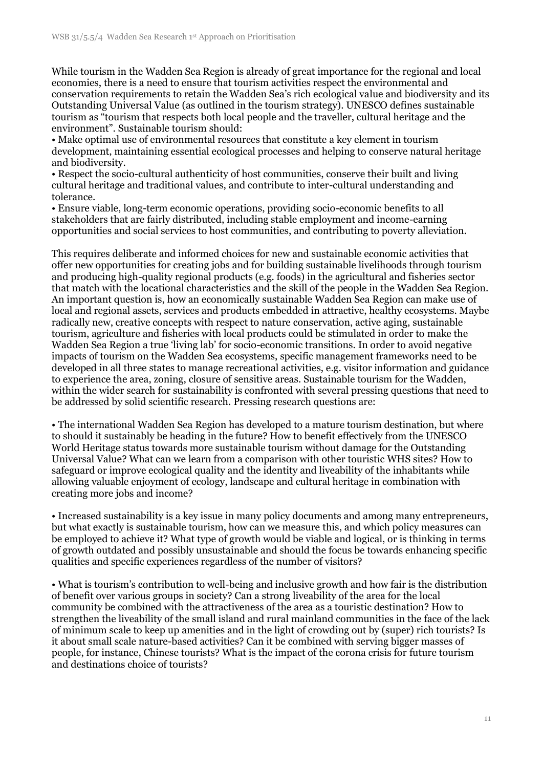While tourism in the Wadden Sea Region is already of great importance for the regional and local economies, there is a need to ensure that tourism activities respect the environmental and conservation requirements to retain the Wadden Sea's rich ecological value and biodiversity and its Outstanding Universal Value (as outlined in the tourism strategy). UNESCO defines sustainable tourism as "tourism that respects both local people and the traveller, cultural heritage and the environment". Sustainable tourism should:

- Make optimal use of environmental resources that constitute a key element in tourism development, maintaining essential ecological processes and helping to conserve natural heritage and biodiversity.
- Respect the socio-cultural authenticity of host communities, conserve their built and living cultural heritage and traditional values, and contribute to inter-cultural understanding and tolerance.
- Ensure viable, long-term economic operations, providing socio-economic benefits to all stakeholders that are fairly distributed, including stable employment and income-earning opportunities and social services to host communities, and contributing to poverty alleviation.

This requires deliberate and informed choices for new and sustainable economic activities that offer new opportunities for creating jobs and for building sustainable livelihoods through tourism and producing high-quality regional products (e.g. foods) in the agricultural and fisheries sector that match with the locational characteristics and the skill of the people in the Wadden Sea Region. An important question is, how an economically sustainable Wadden Sea Region can make use of local and regional assets, services and products embedded in attractive, healthy ecosystems. Maybe radically new, creative concepts with respect to nature conservation, active aging, sustainable tourism, agriculture and fisheries with local products could be stimulated in order to make the Wadden Sea Region a true 'living lab' for socio-economic transitions. In order to avoid negative impacts of tourism on the Wadden Sea ecosystems, specific management frameworks need to be developed in all three states to manage recreational activities, e.g. visitor information and guidance to experience the area, zoning, closure of sensitive areas. Sustainable tourism for the Wadden, within the wider search for sustainability is confronted with several pressing questions that need to be addressed by solid scientific research. Pressing research questions are:

- The international Wadden Sea Region has developed to a mature tourism destination, but where to should it sustainably be heading in the future? How to benefit effectively from the UNESCO World Heritage status towards more sustainable tourism without damage for the Outstanding Universal Value? What can we learn from a comparison with other touristic WHS sites? How to safeguard or improve ecological quality and the identity and liveability of the inhabitants while allowing valuable enjoyment of ecology, landscape and cultural heritage in combination with creating more jobs and income?

- Increased sustainability is a key issue in many policy documents and among many entrepreneurs, but what exactly is sustainable tourism, how can we measure this, and which policy measures can be employed to achieve it? What type of growth would be viable and logical, or is thinking in terms of growth outdated and possibly unsustainable and should the focus be towards enhancing specific qualities and specific experiences regardless of the number of visitors?

- What is tourism's contribution to well-being and inclusive growth and how fair is the distribution of benefit over various groups in society? Can a strong liveability of the area for the local community be combined with the attractiveness of the area as a touristic destination? How to strengthen the liveability of the small island and rural mainland communities in the face of the lack of minimum scale to keep up amenities and in the light of crowding out by (super) rich tourists? Is it about small scale nature-based activities? Can it be combined with serving bigger masses of people, for instance, Chinese tourists? What is the impact of the corona crisis for future tourism and destinations choice of tourists?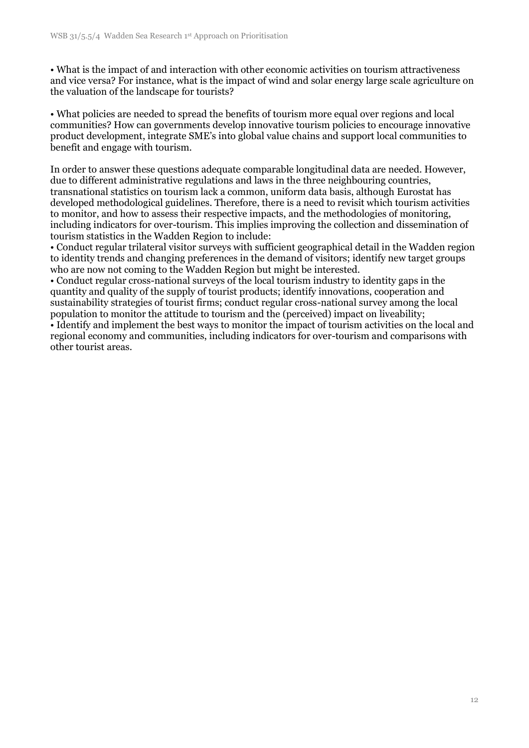- What is the impact of and interaction with other economic activities on tourism attractiveness and vice versa? For instance, what is the impact of wind and solar energy large scale agriculture on the valuation of the landscape for tourists?

- What policies are needed to spread the benefits of tourism more equal over regions and local communities? How can governments develop innovative tourism policies to encourage innovative product development, integrate SME's into global value chains and support local communities to benefit and engage with tourism.

In order to answer these questions adequate comparable longitudinal data are needed. However, due to different administrative regulations and laws in the three neighbouring countries, transnational statistics on tourism lack a common, uniform data basis, although Eurostat has developed methodological guidelines. Therefore, there is a need to revisit which tourism activities to monitor, and how to assess their respective impacts, and the methodologies of monitoring, including indicators for over-tourism. This implies improving the collection and dissemination of tourism statistics in the Wadden Region to include:

- Conduct regular trilateral visitor surveys with sufficient geographical detail in the Wadden region to identity trends and changing preferences in the demand of visitors; identify new target groups who are now not coming to the Wadden Region but might be interested.
- Conduct regular cross-national surveys of the local tourism industry to identity gaps in the quantity and quality of the supply of tourist products; identify innovations, cooperation and sustainability strategies of tourist firms; conduct regular cross-national survey among the local population to monitor the attitude to tourism and the (perceived) impact on liveability;
- Identify and implement the best ways to monitor the impact of tourism activities on the local and regional economy and communities, including indicators for over-tourism and comparisons with other tourist areas.